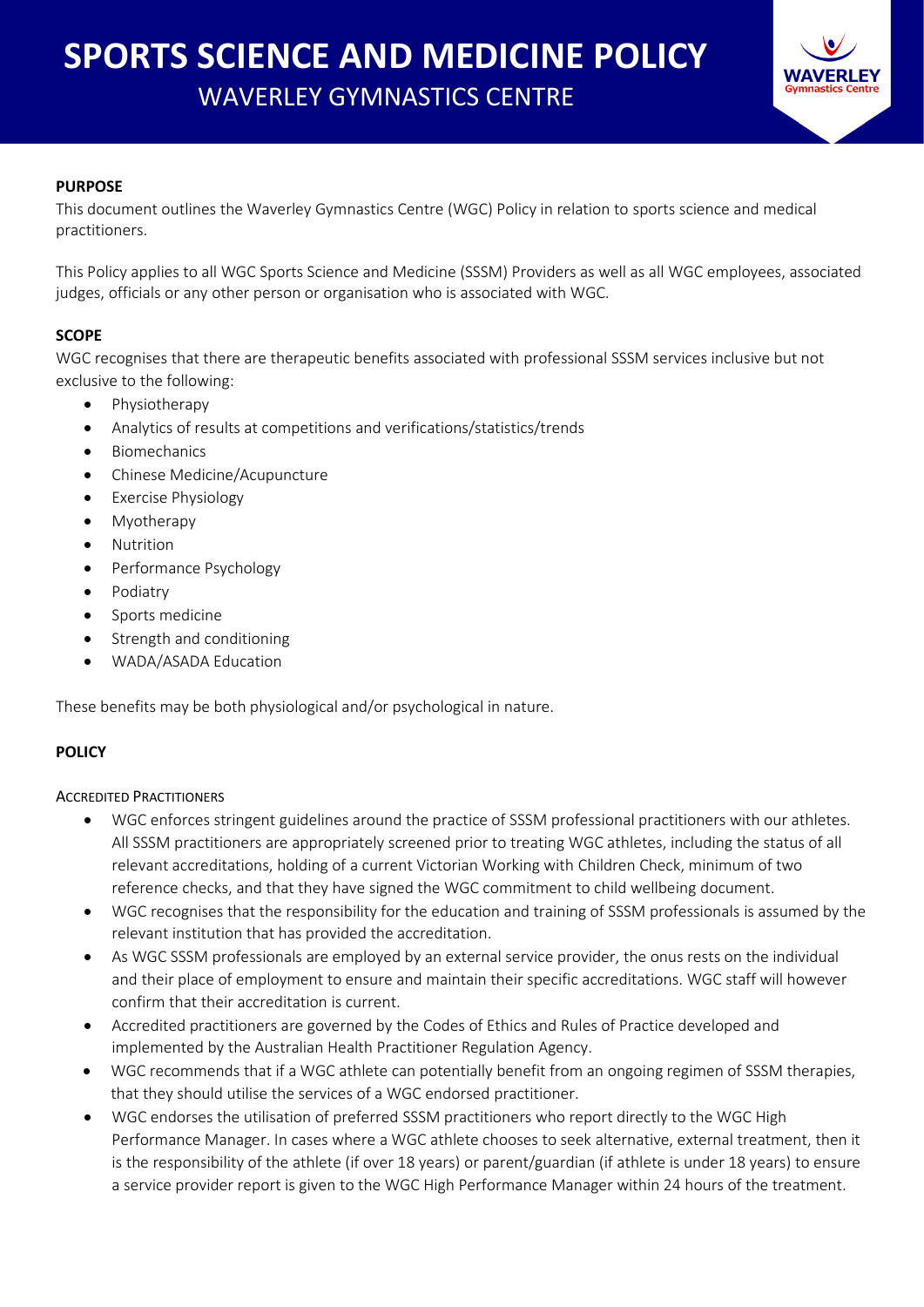# SPORTS SCIENCE AND MEDICINE POLICY

## WAVERLEY GYMNASTICS CENTRE

### PURPOSE

This document outlines the Waverley Gymnastics Centre (WGC) Policy in relation to sports science and medical practitioners.

This Policy applies to all WGC Sports Science and Medicine (SSSM) Providers as well as all WGC employees, associated judges, officials or any other person or organisation who is associated with WGC.

### SCOPE

WGC recognises that there are therapeutic benefits associated with professional SSSM services inclusive but not exclusive to the following:

- Physiotherapy
- Analytics of results at competitions and verifications/statistics/trends
- Biomechanics
- Chinese Medicine/Acupuncture
- Exercise Physiology
- Myotherapy
- Nutrition
- Performance Psychology
- Podiatry
- Sports medicine
- Strength and conditioning
- WADA/ASADA Education

These benefits may be both physiological and/or psychological in nature.

### POLICY

#### Accredited Practitioners

- WGC enforces stringent guidelines around the practice of SSSM professional practitioners with our athletes. All SSSM practitioners are appropriately screened prior to treating WGC athletes, including the status of all relevant accreditations, holding of a current Victorian Working with Children Check, minimum of two reference checks, and that they have signed the WGC commitment to child wellbeing document.
- WGC recognises that the responsibility for the education and training of SSSM professionals is assumed by the relevant institution that has provided the accreditation.
- As WGC SSSM professionals are employed by an external service provider, the onus rests on the individual and their place of employment to ensure and maintain their specific accreditations. WGC staff will however confirm that their accreditation is current.
- Accredited practitioners are governed by the Codes of Ethics and Rules of Practice developed and implemented by the Australian Health Practitioner Regulation Agency.
- WGC recommends that if a WGC athlete can potentially benefit from an ongoing regimen of SSSM therapies, that they should utilise the services of a WGC endorsed practitioner.
- WGC endorses the utilisation of preferred SSSM practitioners who report directly to the WGC High Performance Manager. In cases where a WGC athlete chooses to seek alternative, external treatment, then it is the responsibility of the athlete (if over 18 years) or parent/guardian (if athlete is under 18 years) to ensure a service provider report is given to the WGC High Performance Manager within 24 hours of the treatment.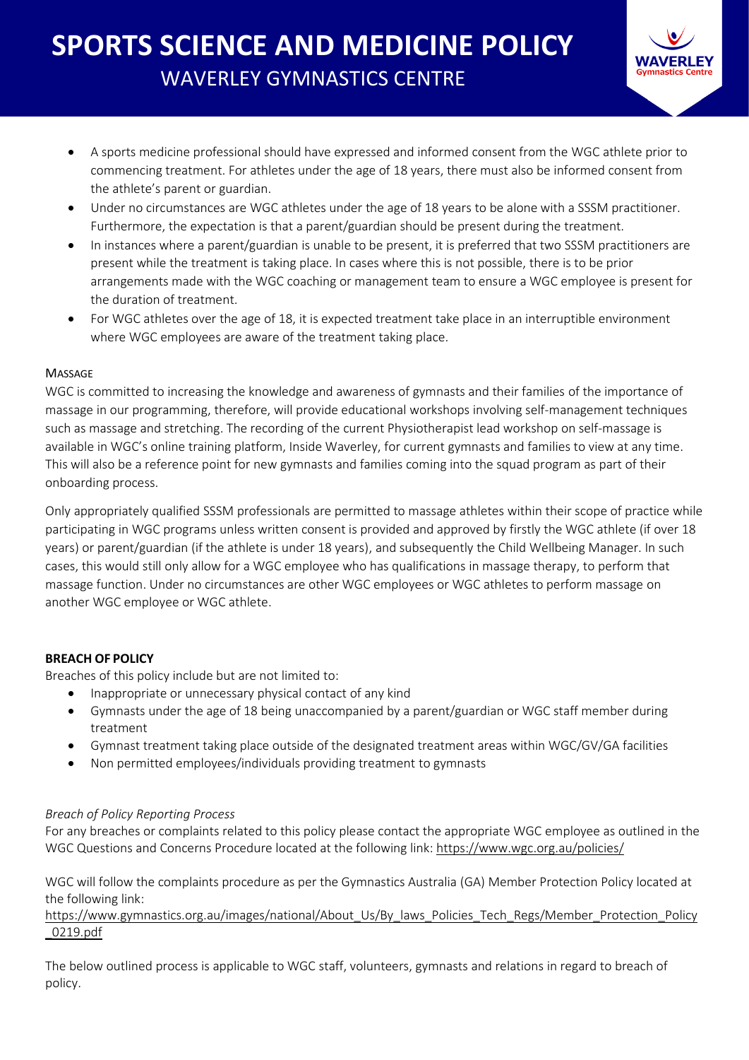- A sports medicine professional should have expressed and informed consent from the WGC athlete prior to commencing treatment. For athletes under the age of 18 years, there must also be informed consent from the athlete's parent or guardian.
- Under no circumstances are WGC athletes under the age of 18 years to be alone with a SSSM practitioner. Furthermore, the expectation is that a parent/guardian should be present during the treatment.
- In instances where a parent/guardian is unable to be present, it is preferred that two SSSM practitioners are present while the treatment is taking place. In cases where this is not possible, there is to be prior arrangements made with the WGC coaching or management team to ensure a WGC employee is present for the duration of treatment.
- For WGC athletes over the age of 18, it is expected treatment take place in an interruptible environment where WGC employees are aware of the treatment taking place.

### MASSAGE

WGC is committed to increasing the knowledge and awareness of gymnasts and their families of the importance of massage in our programming, therefore, will provide educational workshops involving self-management techniques such as massage and stretching. The recording of the current Physiotherapist lead workshop on self-massage is available in WGC's online training platform, Inside Waverley, for current gymnasts and families to view at any time. This will also be a reference point for new gymnasts and families coming into the squad program as part of their onboarding process.

Only appropriately qualified SSSM professionals are permitted to massage athletes within their scope of practice while participating in WGC programs unless written consent is provided and approved by firstly the WGC athlete (if over 18 years) or parent/guardian (if the athlete is under 18 years), and subsequently the Child Wellbeing Manager. In such cases, this would still only allow for a WGC employee who has qualifications in massage therapy, to perform that massage function. Under no circumstances are other WGC employees or WGC athletes to perform massage on another WGC employee or WGC athlete.

## BREACH OF POLICY

Breaches of this policy include but are not limited to:

- Inappropriate or unnecessary physical contact of any kind
- Gymnasts under the age of 18 being unaccompanied by a parent/guardian or WGC staff member during treatment
- Gymnast treatment taking place outside of the designated treatment areas within WGC/GV/GA facilities
- Non permitted employees/individuals providing treatment to gymnasts

*Breach of Policy Reporting Process*

For any breaches or complaints related to this policy please contact the appropriate WGC employee as outlined in the WGC Questions and Concerns Procedure located at the following link: https://www.wgc.org.au/policies/

WGC will follow the complaints procedure as per the Gymnastics Australia (GA) Member Protection Policy located at the following link:
https://www.gymnastics.org.au/images/national/About_Us/By_laws_Policies_Tech_Regs/Member_Protection_Policy_0219.pdf

The below outlined process is applicable to WGC staff, volunteers, gymnasts and relations in regard to breach of policy.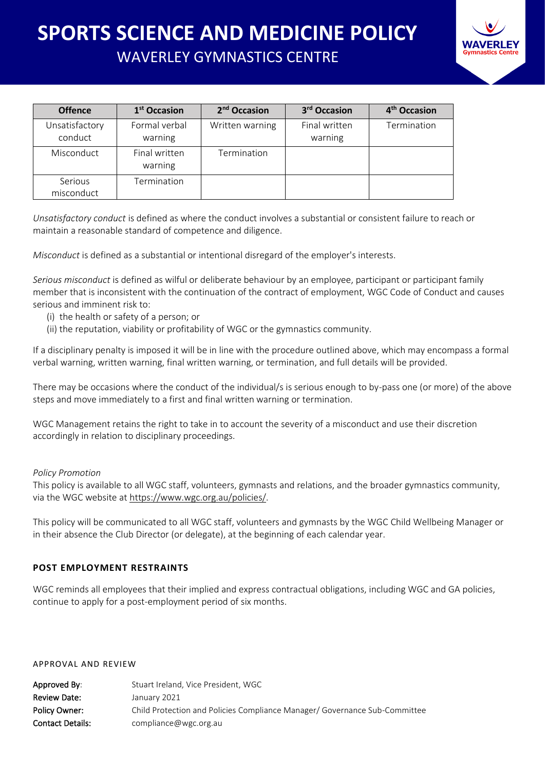| Offence | 1st Occasion | 2nd Occasion | 3rd Occasion | 4th Occasion |
|---|---|---|---|---|
| Unsatisfactory conduct | Formal verbal warning | Written warning | Final written warning | Termination |
| Misconduct | Final written warning | Termination | | |
| Serious misconduct | Termination | | | |

*Unsatisfactory conduct* is defined as where the conduct involves a substantial or consistent failure to reach or maintain a reasonable standard of competence and diligence.

*Misconduct* is defined as a substantial or intentional disregard of the employer's interests.

*Serious misconduct* is defined as wilful or deliberate behaviour by an employee, participant or participant family member that is inconsistent with the continuation of the contract of employment, WGC Code of Conduct and causes serious and imminent risk to:

(i) the health or safety of a person; or
(ii) the reputation, viability or profitability of WGC or the gymnastics community.

If a disciplinary penalty is imposed it will be in line with the procedure outlined above, which may encompass a formal verbal warning, written warning, final written warning, or termination, and full details will be provided.

There may be occasions where the conduct of the individual/s is serious enough to by-pass one (or more) of the above steps and move immediately to a first and final written warning or termination.

WGC Management retains the right to take in to account the severity of a misconduct and use their discretion accordingly in relation to disciplinary proceedings.

*Policy Promotion*

This policy is available to all WGC staff, volunteers, gymnasts and relations, and the broader gymnastics community, via the WGC website at https://www.wgc.org.au/policies/.

This policy will be communicated to all WGC staff, volunteers and gymnasts by the WGC Child Wellbeing Manager or in their absence the Club Director (or delegate), at the beginning of each calendar year.

## POST EMPLOYMENT RESTRAINTS

WGC reminds all employees that their implied and express contractual obligations, including WGC and GA policies, continue to apply for a post-employment period of six months.

APPROVAL AND REVIEW

| | |
|---|---|
| Approved By: | Stuart Ireland, Vice President, WGC |
| Review Date: | January 2021 |
| Policy Owner: | Child Protection and Policies Compliance Manager/ Governance Sub-Committee |
| Contact Details: | compliance@wgc.org.au |